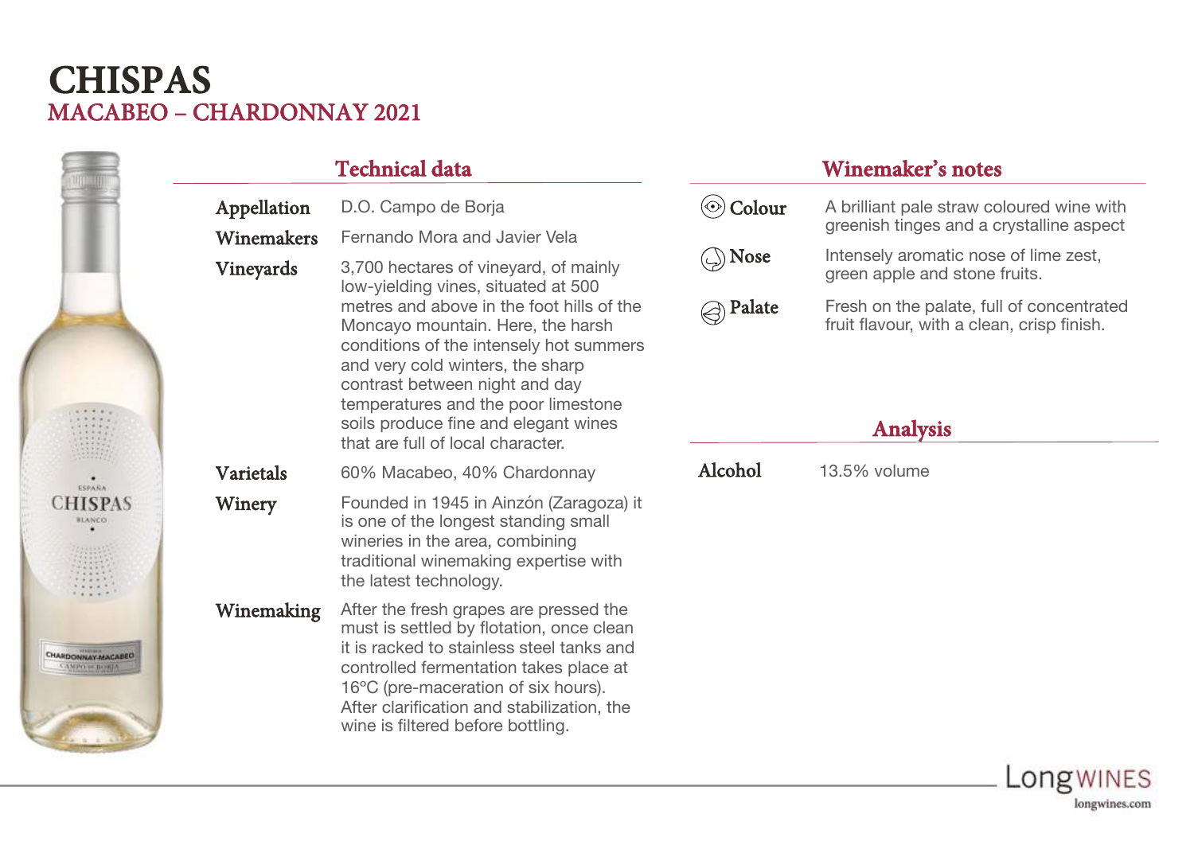# CHISPAS

## MACABEO – CHARDONNAY 2021

### Technical data

| | |
|---|---|
| **Appellation** | D.O. Campo de Borja |
| **Winemakers** | Fernando Mora and Javier Vela |
| **Vineyards** | 3,700 hectares of vineyard, of mainly low-yielding vines, situated at 500 metres and above in the foot hills of the Moncayo mountain. Here, the harsh conditions of the intensely hot summers and very cold winters, the sharp contrast between night and day temperatures and the poor limestone soils produce fine and elegant wines that are full of local character. |
| **Varietals** | 60% Macabeo, 40% Chardonnay |
| **Winery** | Founded in 1945 in Ainzón (Zaragoza) it is one of the longest standing small wineries in the area, combining traditional winemaking expertise with the latest technology. |
| **Winemaking** | After the fresh grapes are pressed the must is settled by flotation, once clean it is racked to stainless steel tanks and controlled fermentation takes place at 16ºC (pre-maceration of six hours). After clarification and stabilization, the wine is filtered before bottling. |

### Winemaker's notes

| | |
|---|---|
| **Colour** | A brilliant pale straw coloured wine with greenish tinges and a crystalline aspect |
| **Nose** | Intensely aromatic nose of lime zest, green apple and stone fruits. |
| **Palate** | Fresh on the palate, full of concentrated fruit flavour, with a clean, crisp finish. |

### Analysis

| | |
|---|---|
| **Alcohol** | 13.5% volume |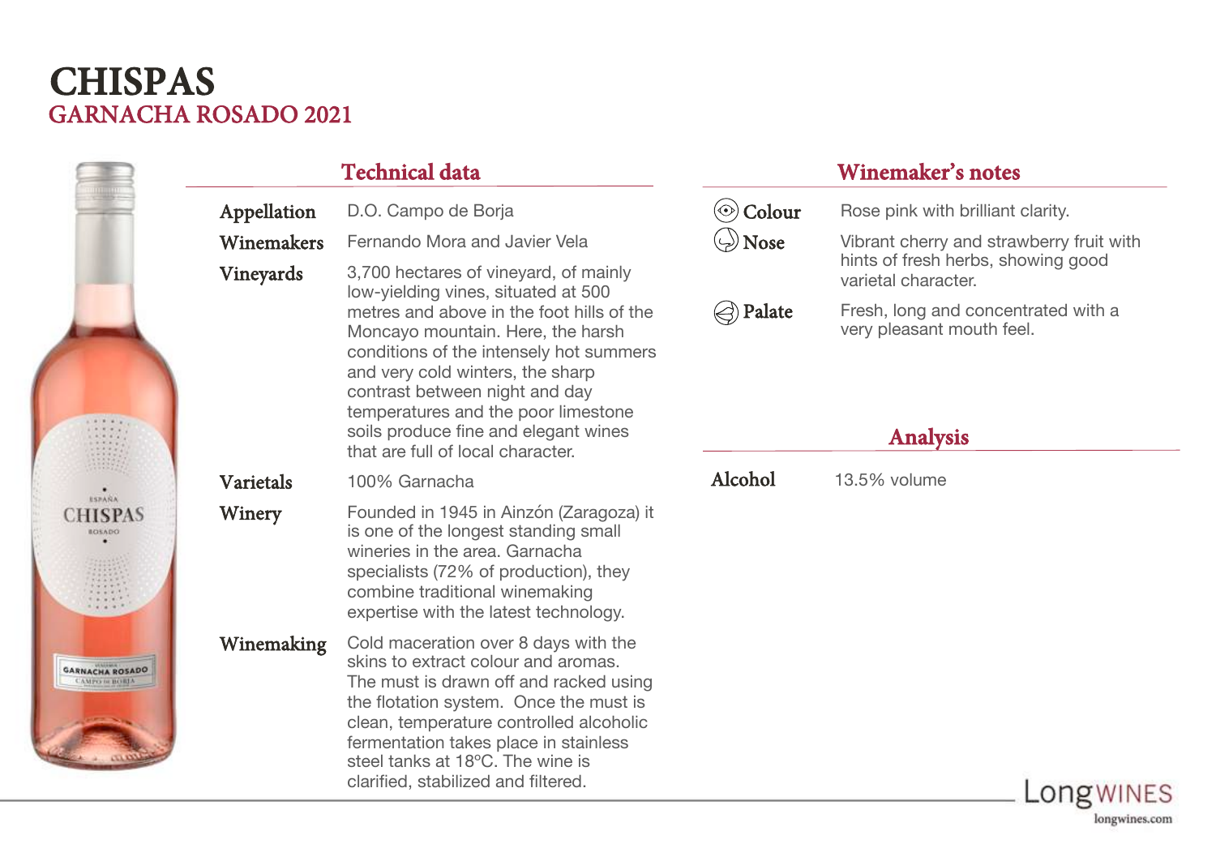# CHISPAS

## GARNACHA ROSADO 2021

### Technical data

**Appellation** D.O. Campo de Borja

**Winemakers** Fernando Mora and Javier Vela

**Vineyards** 3,700 hectares of vineyard, of mainly low-yielding vines, situated at 500 metres and above in the foot hills of the Moncayo mountain. Here, the harsh conditions of the intensely hot summers and very cold winters, the sharp contrast between night and day temperatures and the poor limestone soils produce fine and elegant wines that are full of local character.

**Varietals** 100% Garnacha

**Winery** Founded in 1945 in Ainzón (Zaragoza) it is one of the longest standing small wineries in the area. Garnacha specialists (72% of production), they combine traditional winemaking expertise with the latest technology.

**Winemaking** Cold maceration over 8 days with the skins to extract colour and aromas. The must is drawn off and racked using the flotation system. Once the must is clean, temperature controlled alcoholic fermentation takes place in stainless steel tanks at 18ºC. The wine is clarified, stabilized and filtered.

### Winemaker's notes

**Colour** Rose pink with brilliant clarity.

**Nose** Vibrant cherry and strawberry fruit with hints of fresh herbs, showing good varietal character.

**Palate** Fresh, long and concentrated with a very pleasant mouth feel.

### Analysis

**Alcohol** 13.5% volume

LongWINES
longwines.com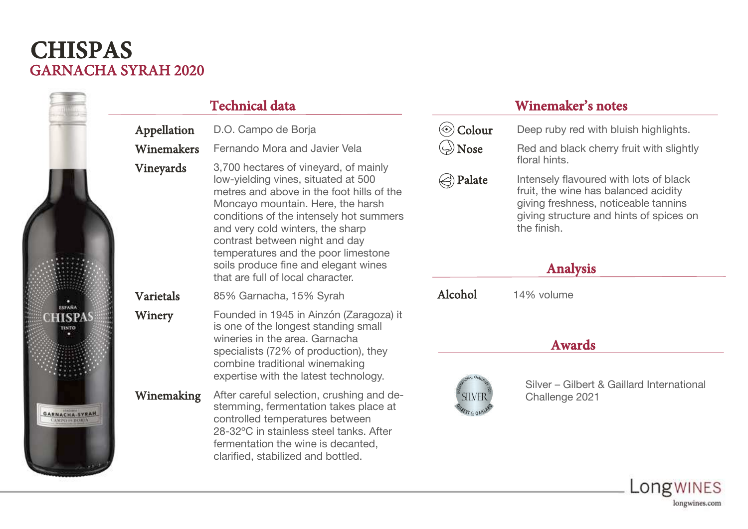# CHISPAS
## GARNACHA SYRAH 2020

### Technical data

**Appellation** D.O. Campo de Borja

**Winemakers** Fernando Mora and Javier Vela

**Vineyards** 3,700 hectares of vineyard, of mainly low-yielding vines, situated at 500 metres and above in the foot hills of the Moncayo mountain. Here, the harsh conditions of the intensely hot summers and very cold winters, the sharp contrast between night and day temperatures and the poor limestone soils produce fine and elegant wines that are full of local character.

**Varietals** 85% Garnacha, 15% Syrah

**Winery** Founded in 1945 in Ainzón (Zaragoza) it is one of the longest standing small wineries in the area. Garnacha specialists (72% of production), they combine traditional winemaking expertise with the latest technology.

**Winemaking** After careful selection, crushing and de-stemming, fermentation takes place at controlled temperatures between 28-32ºC in stainless steel tanks. After fermentation the wine is decanted, clarified, stabilized and bottled.

### Winemaker's notes

**Colour** Deep ruby red with bluish highlights.

**Nose** Red and black cherry fruit with slightly floral hints.

**Palate** Intensely flavoured with lots of black fruit, the wine has balanced acidity giving freshness, noticeable tannins giving structure and hints of spices on the finish.

### Analysis

**Alcohol** 14% volume

### Awards

Silver – Gilbert & Gaillard International Challenge 2021